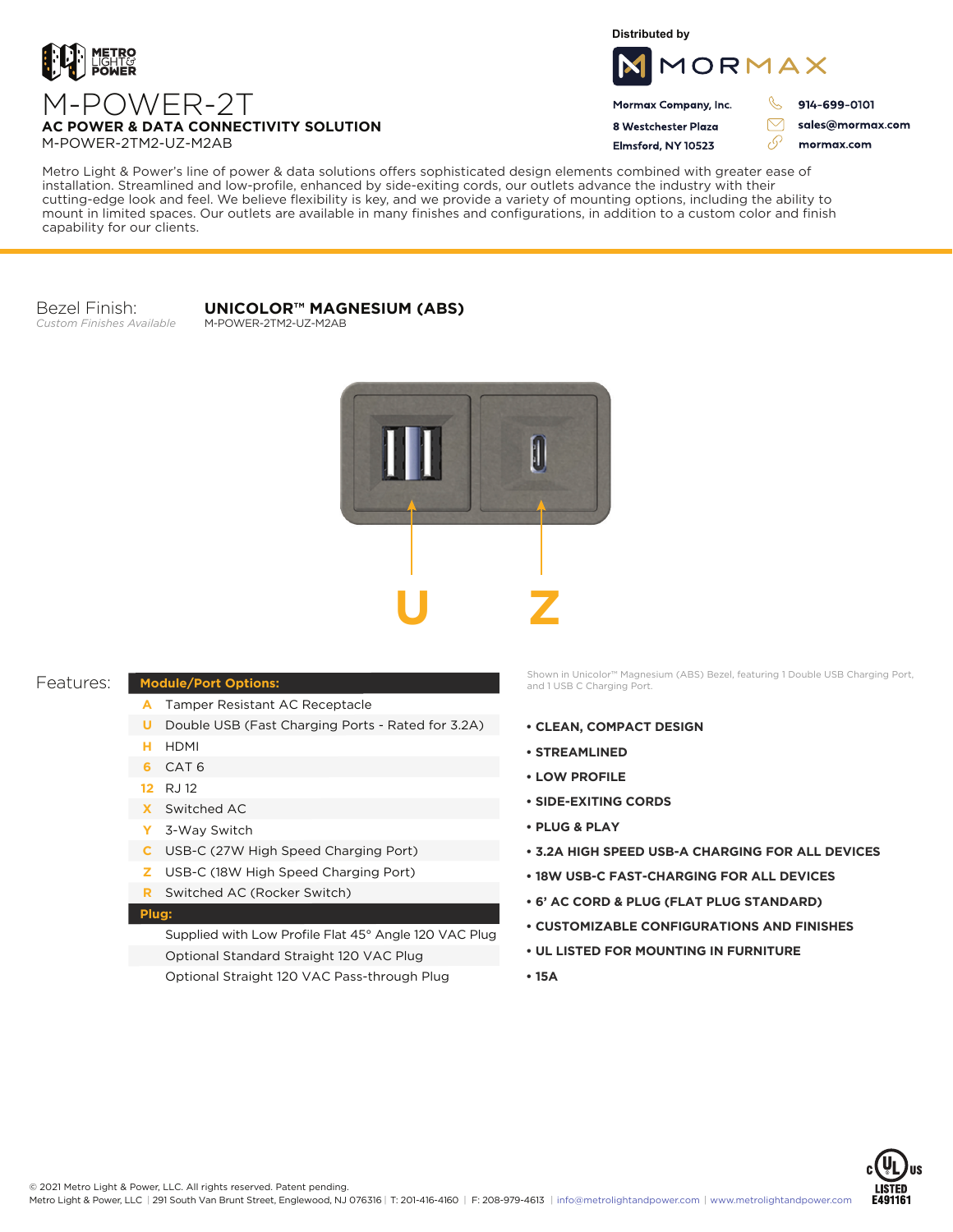# M-POWER-2T

**AC POWER & DATA CONNECTIVITY SOLUTION**

M-POWER-2TM2-UZ-M2AB

Distributed by

**MORMAX**

**Mormax Company, Inc.**
**8 Westchester Plaza**
**Elmsford, NY 10523**

**914-699-0101**
**sales@mormax.com**
**mormax.com**

Metro Light & Power's line of power & data solutions offers sophisticated design elements combined with greater ease of installation. Streamlined and low-profile, enhanced by side-exiting cords, our outlets advance the industry with their cutting-edge look and feel. We believe flexibility is key, and we provide a variety of mounting options, including the ability to mount in limited spaces. Our outlets are available in many finishes and configurations, in addition to a custom color and finish capability for our clients.

Bezel Finish:
*Custom Finishes Available*

**UNICOLOR™ MAGNESIUM (ABS)**
M-POWER-2TM2-UZ-M2AB

U Z

Shown in Unicolor™ Magnesium (ABS) Bezel, featuring 1 Double USB Charging Port, and 1 USB C Charging Port.

## Features:

| **Module/Port Options:** | |
|---|---|
| A | Tamper Resistant AC Receptacle |
| U | Double USB (Fast Charging Ports - Rated for 3.2A) |
| H | HDMI |
| 6 | CAT 6 |
| 12 | RJ 12 |
| X | Switched AC |
| Y | 3-Way Switch |
| C | USB-C (27W High Speed Charging Port) |
| Z | USB-C (18W High Speed Charging Port) |
| R | Switched AC (Rocker Switch) |
| **Plug:** | |
| | Supplied with Low Profile Flat 45° Angle 120 VAC Plug |
| | Optional Standard Straight 120 VAC Plug |
| | Optional Straight 120 VAC Pass-through Plug |

- **CLEAN, COMPACT DESIGN**
- **STREAMLINED**
- **LOW PROFILE**
- **SIDE-EXITING CORDS**
- **PLUG & PLAY**
- **3.2A HIGH SPEED USB-A CHARGING FOR ALL DEVICES**
- **18W USB-C FAST-CHARGING FOR ALL DEVICES**
- **6' AC CORD & PLUG (FLAT PLUG STANDARD)**
- **CUSTOMIZABLE CONFIGURATIONS AND FINISHES**
- **UL LISTED FOR MOUNTING IN FURNITURE**
- **15A**

© 2021 Metro Light & Power, LLC. All rights reserved. Patent pending.
Metro Light & Power, LLC | 291 South Van Brunt Street, Englewood, NJ 076316 | T: 201-416-4160 | F: 208-979-4613 | info@metrolightandpower.com | www.metrolightandpower.com

c UL us LISTED E491161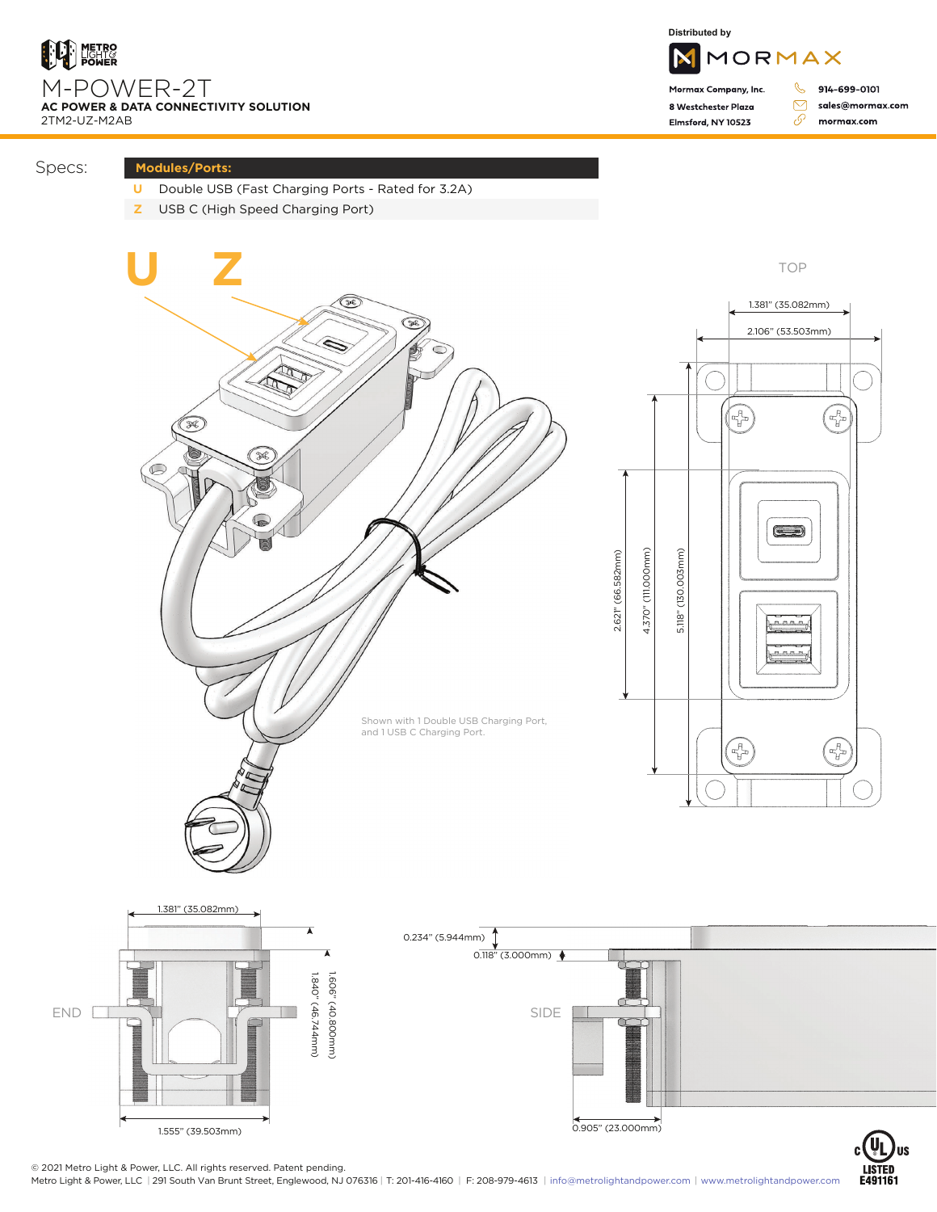# M-POWER-2T

**AC POWER & DATA CONNECTIVITY SOLUTION**

2TM2-UZ-M2AB

Distributed by

MORMAX

Mormax Company, Inc.
8 Westchester Plaza
Elmsford, NY 10523

914-699-0101
sales@mormax.com
mormax.com

## Specs:

| Modules/Ports: | |
|---|---|
| U | Double USB (Fast Charging Ports - Rated for 3.2A) |
| Z | USB C (High Speed Charging Port) |

U Z

Shown with 1 Double USB Charging Port, and 1 USB C Charging Port.

TOP

1.381" (35.082mm)

2.106" (53.503mm)

2.621" (66.582mm)

4.370" (111.000mm)

5.118" (130.003mm)

END

1.381" (35.082mm)

1.606" (40.800mm)

1.840" (46.744mm)

1.555" (39.503mm)

SIDE

0.234" (5.944mm)

0.118" (3.000mm)

0.905" (23.000mm)

c UL us LISTED E491161

© 2021 Metro Light & Power, LLC. All rights reserved. Patent pending.
Metro Light & Power, LLC | 291 South Van Brunt Street, Englewood, NJ 076316 | T: 201-416-4160 | F: 208-979-4613 | info@metrolightandpower.com | www.metrolightandpower.com